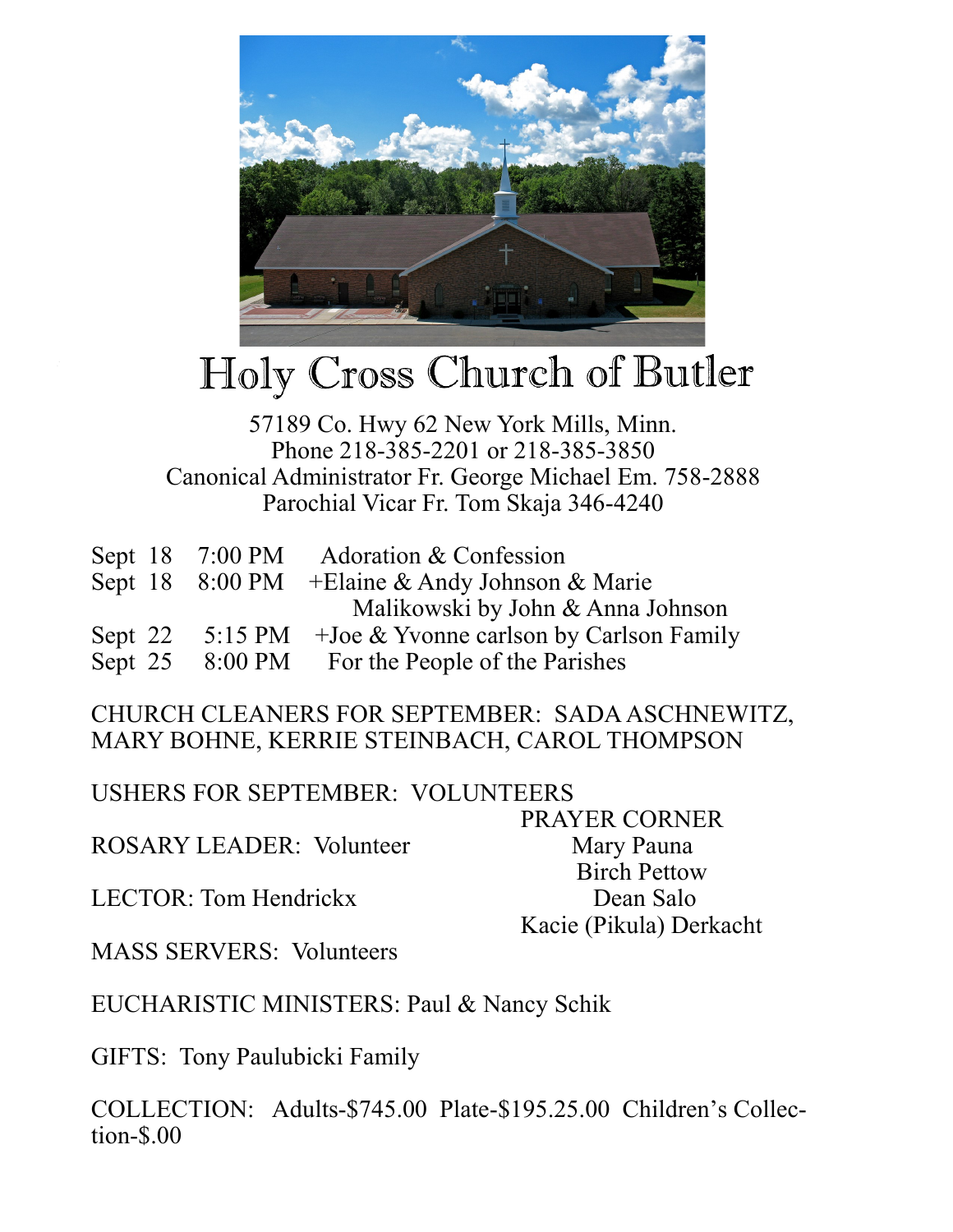# Holy Cross Church of Butler

57189 Co. Hwy 62 New York Mills, Minn.
Phone 218-385-2201 or 218-385-3850
Canonical Administrator Fr. George Michael Em. 758-2888
Parochial Vicar Fr. Tom Skaja 346-4240

| | | |
|---|---|---|
| Sept 18 | 7:00 PM | Adoration & Confession |
| Sept 18 | 8:00 PM | +Elaine & Andy Johnson & Marie Malikowski by John & Anna Johnson |
| Sept 22 | 5:15 PM | +Joe & Yvonne carlson by Carlson Family |
| Sept 25 | 8:00 PM | For the People of the Parishes |

CHURCH CLEANERS FOR SEPTEMBER: SADA ASCHNEWITZ, MARY BOHNE, KERRIE STEINBACH, CAROL THOMPSON

USHERS FOR SEPTEMBER: VOLUNTEERS

ROSARY LEADER: Volunteer

LECTOR: Tom Hendrickx

MASS SERVERS: Volunteers

PRAYER CORNER
Mary Pauna
Birch Pettow
Dean Salo
Kacie (Pikula) Derkacht

EUCHARISTIC MINISTERS: Paul & Nancy Schik

GIFTS: Tony Paulubicki Family

COLLECTION: Adults-$745.00 Plate-$195.25.00 Children's Collection-$.00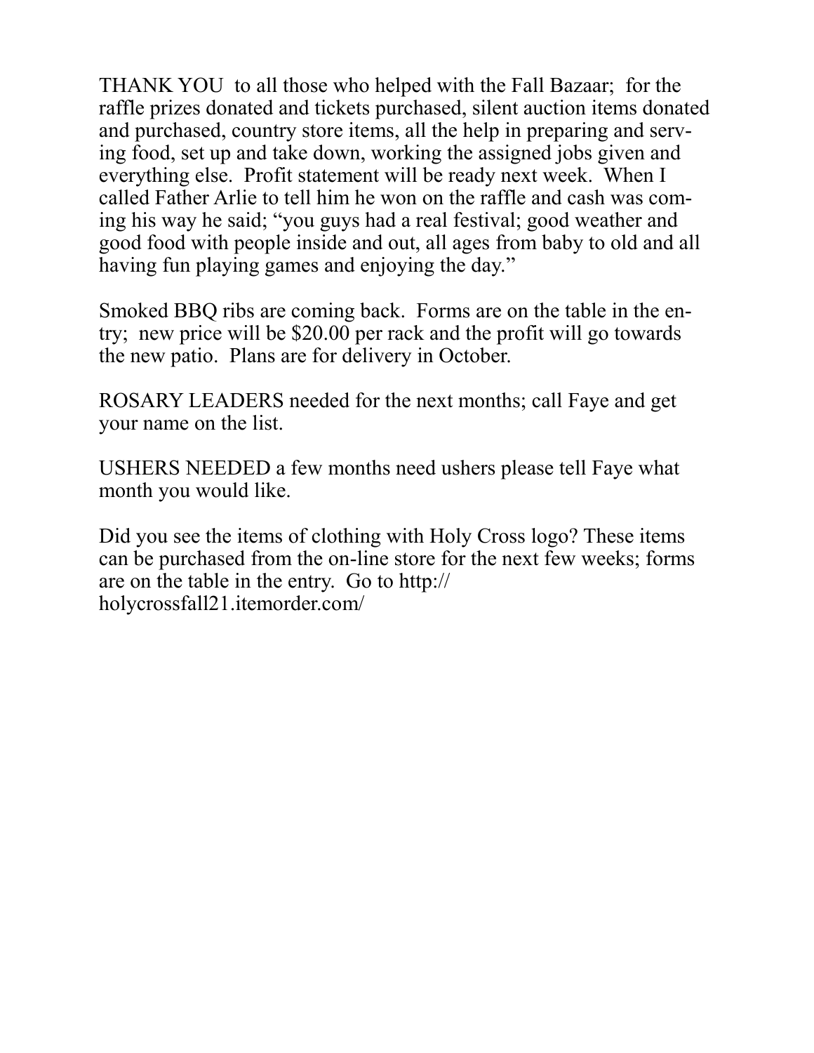THANK YOU to all those who helped with the Fall Bazaar; for the raffle prizes donated and tickets purchased, silent auction items donated and purchased, country store items, all the help in preparing and serving food, set up and take down, working the assigned jobs given and everything else. Profit statement will be ready next week. When I called Father Arlie to tell him he won on the raffle and cash was coming his way he said; "you guys had a real festival; good weather and good food with people inside and out, all ages from baby to old and all having fun playing games and enjoying the day."

Smoked BBQ ribs are coming back. Forms are on the table in the entry; new price will be $20.00 per rack and the profit will go towards the new patio. Plans are for delivery in October.

ROSARY LEADERS needed for the next months; call Faye and get your name on the list.

USHERS NEEDED a few months need ushers please tell Faye what month you would like.

Did you see the items of clothing with Holy Cross logo? These items can be purchased from the on-line store for the next few weeks; forms are on the table in the entry. Go to http://holycrossfall21.itemorder.com/